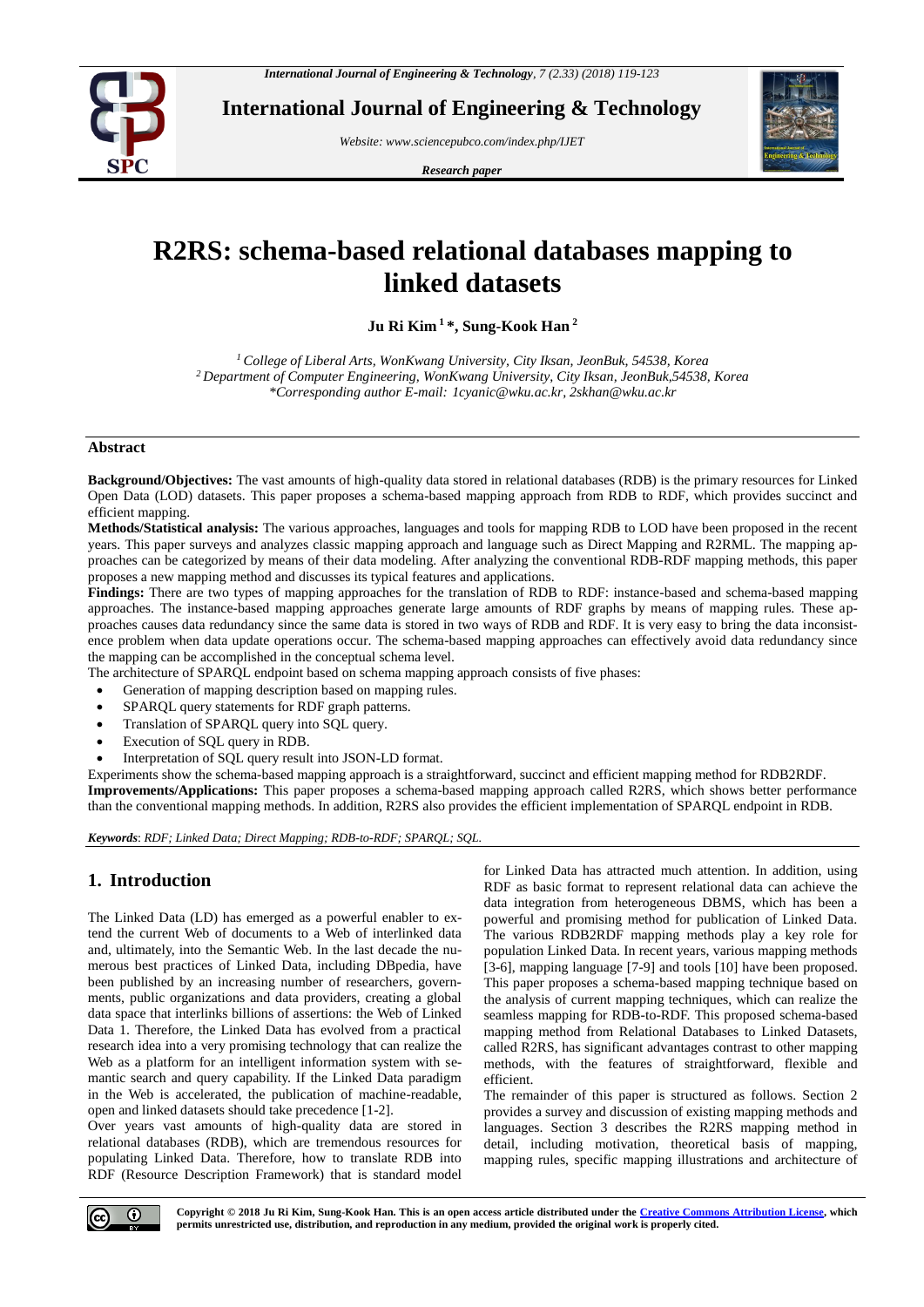# R2RS: schema-based relational databases mapping to linked datasets

**Ju Ri Kim [1] *, Sung-Kook Han [2]**

[1] *College of Liberal Arts, WonKwang University, City Iksan, JeonBuk, 54538, Korea*
[2] *Department of Computer Engineering, WonKwang University, City Iksan, JeonBuk,54538, Korea*
**Corresponding author E-mail: 1cyanic@wku.ac.kr, 2skhan@wku.ac.kr*

## Abstract

**Background/Objectives:** The vast amounts of high-quality data stored in relational databases (RDB) is the primary resources for Linked Open Data (LOD) datasets. This paper proposes a schema-based mapping approach from RDB to RDF, which provides succinct and efficient mapping.

**Methods/Statistical analysis:** The various approaches, languages and tools for mapping RDB to LOD have been proposed in the recent years. This paper surveys and analyzes classic mapping approach and language such as Direct Mapping and R2RML. The mapping approaches can be categorized by means of their data modeling. After analyzing the conventional RDB-RDF mapping methods, this paper proposes a new mapping method and discusses its typical features and applications.

**Findings:** There are two types of mapping approaches for the translation of RDB to RDF: instance-based and schema-based mapping approaches. The instance-based mapping approaches generate large amounts of RDF graphs by means of mapping rules. These approaches causes data redundancy since the same data is stored in two ways of RDB and RDF. It is very easy to bring the data inconsistence problem when data update operations occur. The schema-based mapping approaches can effectively avoid data redundancy since the mapping can be accomplished in the conceptual schema level.

The architecture of SPARQL endpoint based on schema mapping approach consists of five phases:

- Generation of mapping description based on mapping rules.
- SPARQL query statements for RDF graph patterns.
- Translation of SPARQL query into SQL query.
- Execution of SQL query in RDB.
- Interpretation of SQL query result into JSON-LD format.

Experiments show the schema-based mapping approach is a straightforward, succinct and efficient mapping method for RDB2RDF.

**Improvements/Applications:** This paper proposes a schema-based mapping approach called R2RS, which shows better performance than the conventional mapping methods. In addition, R2RS also provides the efficient implementation of SPARQL endpoint in RDB.

***Keywords***: *RDF; Linked Data; Direct Mapping; RDB-to-RDF; SPARQL; SQL.*

## 1. Introduction

The Linked Data (LD) has emerged as a powerful enabler to extend the current Web of documents to a Web of interlinked data and, ultimately, into the Semantic Web. In the last decade the numerous best practices of Linked Data, including DBpedia, have been published by an increasing number of researchers, governments, public organizations and data providers, creating a global data space that interlinks billions of assertions: the Web of Linked Data 1. Therefore, the Linked Data has evolved from a practical research idea into a very promising technology that can realize the Web as a platform for an intelligent information system with semantic search and query capability. If the Linked Data paradigm in the Web is accelerated, the publication of machine-readable, open and linked datasets should take precedence [1-2].

Over years vast amounts of high-quality data are stored in relational databases (RDB), which are tremendous resources for populating Linked Data. Therefore, how to translate RDB into RDF (Resource Description Framework) that is standard model for Linked Data has attracted much attention. In addition, using RDF as basic format to represent relational data can achieve the data integration from heterogeneous DBMS, which has been a powerful and promising method for publication of Linked Data. The various RDB2RDF mapping methods play a key role for population Linked Data. In recent years, various mapping methods [3-6], mapping language [7-9] and tools [10] have been proposed. This paper proposes a schema-based mapping technique based on the analysis of current mapping techniques, which can realize the seamless mapping for RDB-to-RDF. This proposed schema-based mapping method from Relational Databases to Linked Datasets, called R2RS, has significant advantages contrast to other mapping methods, with the features of straightforward, flexible and efficient.

The remainder of this paper is structured as follows. Section 2 provides a survey and discussion of existing mapping methods and languages. Section 3 describes the R2RS mapping method in detail, including motivation, theoretical basis of mapping, mapping rules, specific mapping illustrations and architecture of

**Copyright © 2018 Ju Ri Kim, Sung-Kook Han. This is an open access article distributed under the Creative Commons Attribution License, which permits unrestricted use, distribution, and reproduction in any medium, provided the original work is properly cited.**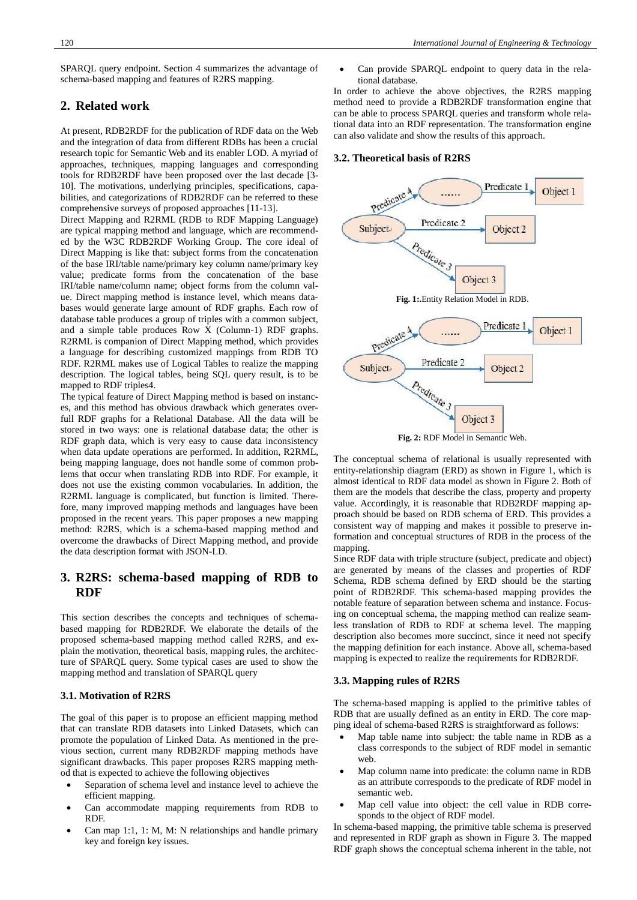SPARQL query endpoint. Section 4 summarizes the advantage of schema-based mapping and features of R2RS mapping.

## 2. Related work

At present, RDB2RDF for the publication of RDF data on the Web and the integration of data from different RDBs has been a crucial research topic for Semantic Web and its enabler LOD. A myriad of approaches, techniques, mapping languages and corresponding tools for RDB2RDF have been proposed over the last decade [3-10]. The motivations, underlying principles, specifications, capabilities, and categorizations of RDB2RDF can be referred to these comprehensive surveys of proposed approaches [11-13].

Direct Mapping and R2RML (RDB to RDF Mapping Language) are typical mapping method and language, which are recommended by the W3C RDB2RDF Working Group. The core ideal of Direct Mapping is like that: subject forms from the concatenation of the base IRI/table name/primary key column name/primary key value; predicate forms from the concatenation of the base IRI/table name/column name; object forms from the column value. Direct mapping method is instance level, which means databases would generate large amount of RDF graphs. Each row of database table produces a group of triples with a common subject, and a simple table produces Row X (Column-1) RDF graphs. R2RML is companion of Direct Mapping method, which provides a language for describing customized mappings from RDB TO RDF. R2RML makes use of Logical Tables to realize the mapping description. The logical tables, being SQL query result, is to be mapped to RDF triples4.

The typical feature of Direct Mapping method is based on instances, and this method has obvious drawback which generates overfull RDF graphs for a Relational Database. All the data will be stored in two ways: one is relational database data; the other is RDF graph data, which is very easy to cause data inconsistency when data update operations are performed. In addition, R2RML, being mapping language, does not handle some of common problems that occur when translating RDB into RDF. For example, it does not use the existing common vocabularies. In addition, the R2RML language is complicated, but function is limited. Therefore, many improved mapping methods and languages have been proposed in the recent years. This paper proposes a new mapping method: R2RS, which is a schema-based mapping method and overcome the drawbacks of Direct Mapping method, and provide the data description format with JSON-LD.

## 3. R2RS: schema-based mapping of RDB to RDF

This section describes the concepts and techniques of schema-based mapping for RDB2RDF. We elaborate the details of the proposed schema-based mapping method called R2RS, and explain the motivation, theoretical basis, mapping rules, the architecture of SPARQL query. Some typical cases are used to show the mapping method and translation of SPARQL query

### 3.1. Motivation of R2RS

The goal of this paper is to propose an efficient mapping method that can translate RDB datasets into Linked Datasets, which can promote the population of Linked Data. As mentioned in the previous section, current many RDB2RDF mapping methods have significant drawbacks. This paper proposes R2RS mapping method that is expected to achieve the following objectives

- Separation of schema level and instance level to achieve the efficient mapping.
- Can accommodate mapping requirements from RDB to RDF.
- Can map 1:1, 1: M, M: N relationships and handle primary key and foreign key issues.
- Can provide SPARQL endpoint to query data in the relational database.

In order to achieve the above objectives, the R2RS mapping method need to provide a RDB2RDF transformation engine that can be able to process SPARQL queries and transform whole relational data into an RDF representation. The transformation engine can also validate and show the results of this approach.

### 3.2. Theoretical basis of R2RS

**Fig. 1:**.Entity Relation Model in RDB.

**Fig. 2:** RDF Model in Semantic Web.

The conceptual schema of relational is usually represented with entity-relationship diagram (ERD) as shown in Figure 1, which is almost identical to RDF data model as shown in Figure 2. Both of them are the models that describe the class, property and property value. Accordingly, it is reasonable that RDB2RDF mapping approach should be based on RDB schema of ERD. This provides a consistent way of mapping and makes it possible to preserve information and conceptual structures of RDB in the process of the mapping.

Since RDF data with triple structure (subject, predicate and object) are generated by means of the classes and properties of RDF Schema, RDB schema defined by ERD should be the starting point of RDB2RDF. This schema-based mapping provides the notable feature of separation between schema and instance. Focusing on conceptual schema, the mapping method can realize seamless translation of RDB to RDF at schema level. The mapping description also becomes more succinct, since it need not specify the mapping definition for each instance. Above all, schema-based mapping is expected to realize the requirements for RDB2RDF.

### 3.3. Mapping rules of R2RS

The schema-based mapping is applied to the primitive tables of RDB that are usually defined as an entity in ERD. The core mapping ideal of schema-based R2RS is straightforward as follows:

- Map table name into subject: the table name in RDB as a class corresponds to the subject of RDF model in semantic web.
- Map column name into predicate: the column name in RDB as an attribute corresponds to the predicate of RDF model in semantic web.
- Map cell value into object: the cell value in RDB corresponds to the object of RDF model.

In schema-based mapping, the primitive table schema is preserved and represented in RDF graph as shown in Figure 3. The mapped RDF graph shows the conceptual schema inherent in the table, not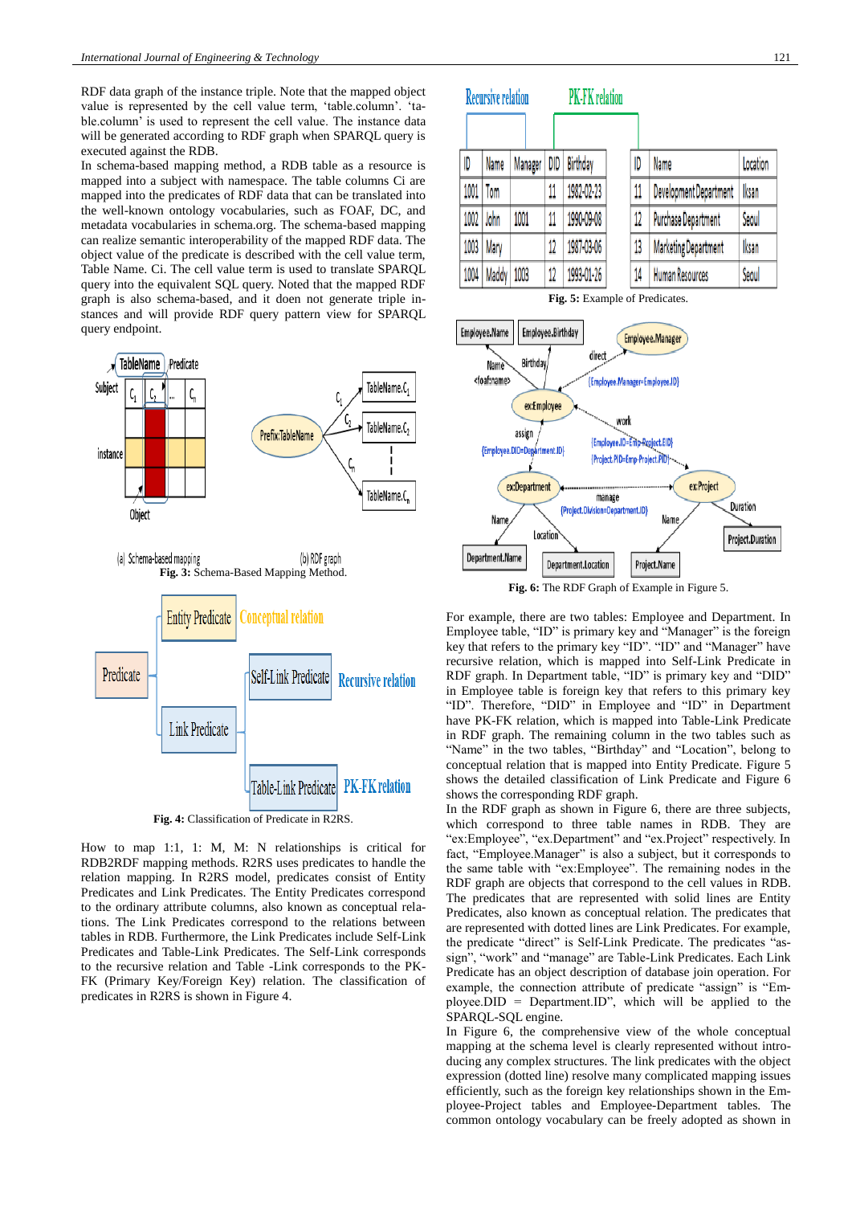RDF data graph of the instance triple. Note that the mapped object value is represented by the cell value term, 'table.column'. 'table.column' is used to represent the cell value. The instance data will be generated according to RDF graph when SPARQL query is executed against the RDB.

In schema-based mapping method, a RDB table as a resource is mapped into a subject with namespace. The table columns Ci are mapped into the predicates of RDF data that can be translated into the well-known ontology vocabularies, such as FOAF, DC, and metadata vocabularies in schema.org. The schema-based mapping can realize semantic interoperability of the mapped RDF data. The object value of the predicate is described with the cell value term, Table Name. Ci. The cell value term is used to translate SPARQL query into the equivalent SQL query. Noted that the mapped RDF graph is also schema-based, and it doen not generate triple instances and will provide RDF query pattern view for SPARQL query endpoint.

**Fig. 3:** Schema-Based Mapping Method.

**Fig. 4:** Classification of Predicate in R2RS.

How to map 1:1, 1: M, M: N relationships is critical for RDB2RDF mapping methods. R2RS uses predicates to handle the relation mapping. In R2RS model, predicates consist of Entity Predicates and Link Predicates. The Entity Predicates correspond to the ordinary attribute columns, also known as conceptual relations. The Link Predicates correspond to the relations between tables in RDB. Furthermore, the Link Predicates include Self-Link Predicates and Table-Link Predicates. The Self-Link corresponds to the recursive relation and Table -Link corresponds to the PK-FK (Primary Key/Foreign Key) relation. The classification of predicates in R2RS is shown in Figure 4.

| ID | Name | Manager | DID | Birthday |
|---|---|---|---|---|
| 1001 | Tom | | 11 | 1982-02-23 |
| 1002 | John | 1001 | 11 | 1990-09-08 |
| 1003 | Mary | | 12 | 1987-03-06 |
| 1004 | Maddy | 1003 | 12 | 1993-01-26 |

| ID | Name | Location |
|---|---|---|
| 11 | Development Department | Iksan |
| 12 | Purchase Department | Seoul |
| 13 | Marketing Department | Iksan |
| 14 | Human Resources | Seoul |

**Fig. 5:** Example of Predicates.

**Fig. 6:** The RDF Graph of Example in Figure 5.

For example, there are two tables: Employee and Department. In Employee table, "ID" is primary key and "Manager" is the foreign key that refers to the primary key "ID". "ID" and "Manager" have recursive relation, which is mapped into Self-Link Predicate in RDF graph. In Department table, "ID" is primary key and "DID" in Employee table is foreign key that refers to this primary key "ID". Therefore, "DID" in Employee and "ID" in Department have PK-FK relation, which is mapped into Table-Link Predicate in RDF graph. The remaining column in the two tables such as "Name" in the two tables, "Birthday" and "Location", belong to conceptual relation that is mapped into Entity Predicate. Figure 5 shows the detailed classification of Link Predicate and Figure 6 shows the corresponding RDF graph.

In the RDF graph as shown in Figure 6, there are three subjects, which correspond to three table names in RDB. They are "ex:Employee", "ex.Department" and "ex.Project" respectively. In fact, "Employee.Manager" is also a subject, but it corresponds to the same table with "ex:Employee". The remaining nodes in the RDF graph are objects that correspond to the cell values in RDB. The predicates that are represented with solid lines are Entity Predicates, also known as conceptual relation. The predicates that are represented with dotted lines are Link Predicates. For example, the predicate "direct" is Self-Link Predicate. The predicates "assign", "work" and "manage" are Table-Link Predicates. Each Link Predicate has an object description of database join operation. For example, the connection attribute of predicate "assign" is "Employee.DID = Department.ID", which will be applied to the SPARQL-SQL engine.

In Figure 6, the comprehensive view of the whole conceptual mapping at the schema level is clearly represented without introducing any complex structures. The link predicates with the object expression (dotted line) resolve many complicated mapping issues efficiently, such as the foreign key relationships shown in the Employee-Project tables and Employee-Department tables. The common ontology vocabulary can be freely adopted as shown in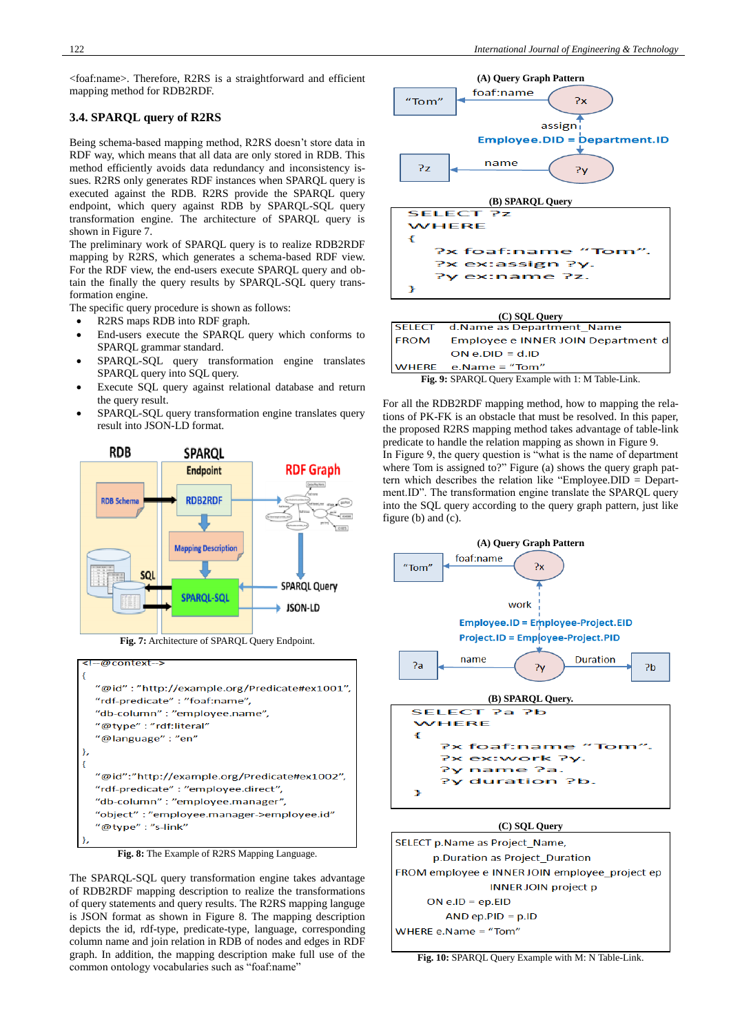<foaf:name>. Therefore, R2RS is a straightforward and efficient mapping method for RDB2RDF.

### 3.4. SPARQL query of R2RS

Being schema-based mapping method, R2RS doesn't store data in RDF way, which means that all data are only stored in RDB. This method efficiently avoids data redundancy and inconsistency issues. R2RS only generates RDF instances when SPARQL query is executed against the RDB. R2RS provide the SPARQL query endpoint, which query against RDB by SPARQL-SQL query transformation engine. The architecture of SPARQL query is shown in Figure 7.

The preliminary work of SPARQL query is to realize RDB2RDF mapping by R2RS, which generates a schema-based RDF view. For the RDF view, the end-users execute the SPARQL query and obtain the finally the query results by SPARQL-SQL query transformation engine.

The specific query procedure is shown as follows:

- R2RS maps RDB into RDF graph.
- End-users execute the SPARQL query which conforms to SPARQL grammar standard.
- SPARQL-SQL query transformation engine translates SPARQL query into SQL query.
- Execute SQL query against relational database and return the query result.
- SPARQL-SQL query transformation engine translates query result into JSON-LD format.

RDB | SPARQL Endpoint | RDF Graph
RDB Schema → RDB2RDF → Mapping Description → SPARQL-SQL; SQL; SPARQL Query; JSON-LD

**Fig. 7:** Architecture of SPARQL Query Endpoint.

```
<!--@context-->
{
  "@id" : "http://example.org/Predicate#ex1001",
  "rdf-predicate" : "foaf:name",
  "db-column" : "employee.name",
  "@type" : "rdf:literal"
  "@language" : "en"
},
{
  "@id":"http://example.org/Predicate#ex1002",
  "rdf-predicate" : "employee.direct",
  "db-column" : "employee.manager",
  "object" : "employee.manager->employee.id"
  "@type" : "s-link"
},
```

**Fig. 8:** The Example of R2RS Mapping Language.

The SPARQL-SQL query transformation engine takes advantage of RDB2RDF mapping description to realize the transformations of query statements and query results. The R2RS mapping languge is JSON format as shown in Figure 8. The mapping description depicts the id, rdf-type, predicate-type, language, corresponding column name and join relation in RDB of nodes and edges in RDF graph. In addition, the mapping description make full use of the common ontology vocabularies such as "foaf:name"

**(A) Query Graph Pattern**

"Tom" ← foaf:name — ?x; ?x — assign → ?y (Employee.DID = Department.ID); ?z ← name — ?y

**(B) SPARQL Query**

```
SELECT ?z
WHERE
{
    ?x foaf:name "Tom".
    ?x ex:assign ?y.
    ?y ex:name ?z.
}
```

**(C) SQL Query**

```
SELECT   d.Name as Department_Name
FROM     Employee e INNER JOIN Department d
         ON e.DID = d.ID
WHERE    e.Name = "Tom"
```

**Fig. 9:** SPARQL Query Example with 1: M Table-Link.

For all the RDB2RDF mapping method, how to mapping the relations of PK-FK is an obstacle that must be resolved. In this paper, the proposed R2RS mapping method takes advantage of table-link predicate to handle the relation mapping as shown in Figure 9.

In Figure 9, the query question is "what is the name of department where Tom is assigned to?" Figure (a) shows the query graph pattern which describes the relation like "Employee.DID = Department.ID". The transformation engine translate the SPARQL query into the SQL query according to the query graph pattern, just like figure (b) and (c).

**(A) Query Graph Pattern**

"Tom" ← foaf:name — ?x; ?x — work → ?y (Employee.ID = Employee-Project.EID, Project.ID = Employee-Project.PID); ?a ← name — ?y — Duration → ?b

**(B) SPARQL Query.**

```
SELECT ?a ?b
WHERE
{
    ?x foaf:name "Tom".
    ?x ex:work ?y.
    ?y name ?a.
    ?y duration ?b.
}
```

**(C) SQL Query**

```
SELECT p.Name as Project_Name,
       p.Duration as Project_Duration
FROM employee e INNER JOIN employee_project ep
       INNER JOIN project p
     ON e.ID = ep.EID
       AND ep.PID = p.ID
WHERE e.Name = "Tom"
```

**Fig. 10:** SPARQL Query Example with M: N Table-Link.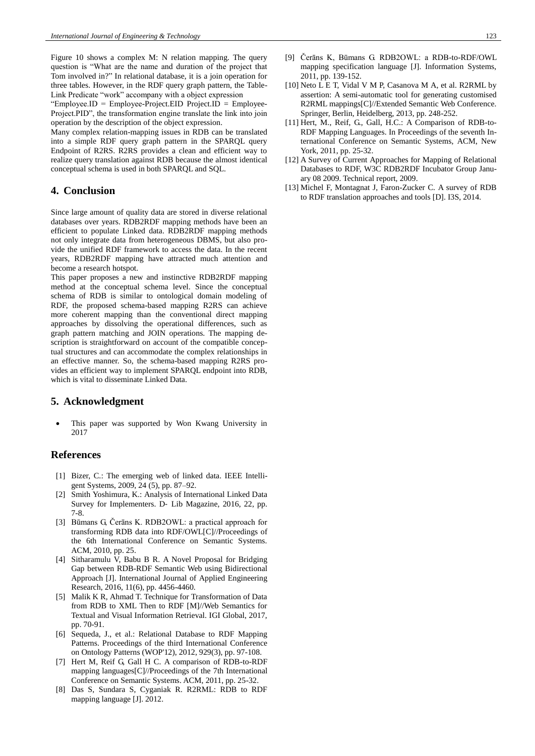Figure 10 shows a complex M: N relation mapping. The query question is "What are the name and duration of the project that Tom involved in?" In relational database, it is a join operation for three tables. However, in the RDF query graph pattern, the Table-Link Predicate "work" accompany with a object expression "Employee.ID = Employee-Project.EID Project.ID = Employee-Project.PID", the transformation engine translate the link into join operation by the description of the object expression.

Many complex relation-mapping issues in RDB can be translated into a simple RDF query graph pattern in the SPARQL query Endpoint of R2RS. R2RS provides a clean and efficient way to realize query translation against RDB because the almost identical conceptual schema is used in both SPARQL and SQL.

## 4. Conclusion

Since large amount of quality data are stored in diverse relational databases over years. RDB2RDF mapping methods have been an efficient to populate Linked data. RDB2RDF mapping methods not only integrate data from heterogeneous DBMS, but also provide the unified RDF framework to access the data. In the recent years, RDB2RDF mapping have attracted much attention and become a research hotspot.

This paper proposes a new and instinctive RDB2RDF mapping method at the conceptual schema level. Since the conceptual schema of RDB is similar to ontological domain modeling of RDF, the proposed schema-based mapping R2RS can achieve more coherent mapping than the conventional direct mapping approaches by dissolving the operational differences, such as graph pattern matching and JOIN operations. The mapping description is straightforward on account of the compatible conceptual structures and can accommodate the complex relationships in an effective manner. So, the schema-based mapping R2RS provides an efficient way to implement SPARQL endpoint into RDB, which is vital to disseminate Linked Data.

## 5. Acknowledgment

- This paper was supported by Won Kwang University in 2017

## References

[1] Bizer, C.: The emerging web of linked data. IEEE Intelligent Systems, 2009, 24 (5), pp. 87–92.

[2] Smith Yoshimura, K.: Analysis of International Linked Data Survey for Implementers. D- Lib Magazine, 2016, 22, pp. 7-8.

[3] Būmans G, Čerāns K. RDB2OWL: a practical approach for transforming RDB data into RDF/OWL[C]//Proceedings of the 6th International Conference on Semantic Systems. ACM, 2010, pp. 25.

[4] Sitharamulu V, Babu B R. A Novel Proposal for Bridging Gap between RDB-RDF Semantic Web using Bidirectional Approach [J]. International Journal of Applied Engineering Research, 2016, 11(6), pp. 4456-4460.

[5] Malik K R, Ahmad T. Technique for Transformation of Data from RDB to XML Then to RDF [M]//Web Semantics for Textual and Visual Information Retrieval. IGI Global, 2017, pp. 70-91.

[6] Sequeda, J., et al.: Relational Database to RDF Mapping Patterns. Proceedings of the third International Conference on Ontology Patterns (WOP'12), 2012, 929(3), pp. 97-108.

[7] Hert M, Reif G, Gall H C. A comparison of RDB-to-RDF mapping languages[C]//Proceedings of the 7th International Conference on Semantic Systems. ACM, 2011, pp. 25-32.

[8] Das S, Sundara S, Cyganiak R. R2RML: RDB to RDF mapping language [J]. 2012.

[9] Čerāns K, Būmans G. RDB2OWL: a RDB-to-RDF/OWL mapping specification language [J]. Information Systems, 2011, pp. 139-152.

[10] Neto L E T, Vidal V M P, Casanova M A, et al. R2RML by assertion: A semi-automatic tool for generating customised R2RML mappings[C]//Extended Semantic Web Conference. Springer, Berlin, Heidelberg, 2013, pp. 248-252.

[11] Hert, M., Reif, G., Gall, H.C.: A Comparison of RDB-to-RDF Mapping Languages. In Proceedings of the seventh International Conference on Semantic Systems, ACM, New York, 2011, pp. 25-32.

[12] A Survey of Current Approaches for Mapping of Relational Databases to RDF, W3C RDB2RDF Incubator Group January 08 2009. Technical report, 2009.

[13] Michel F, Montagnat J, Faron-Zucker C. A survey of RDB to RDF translation approaches and tools [D]. I3S, 2014.